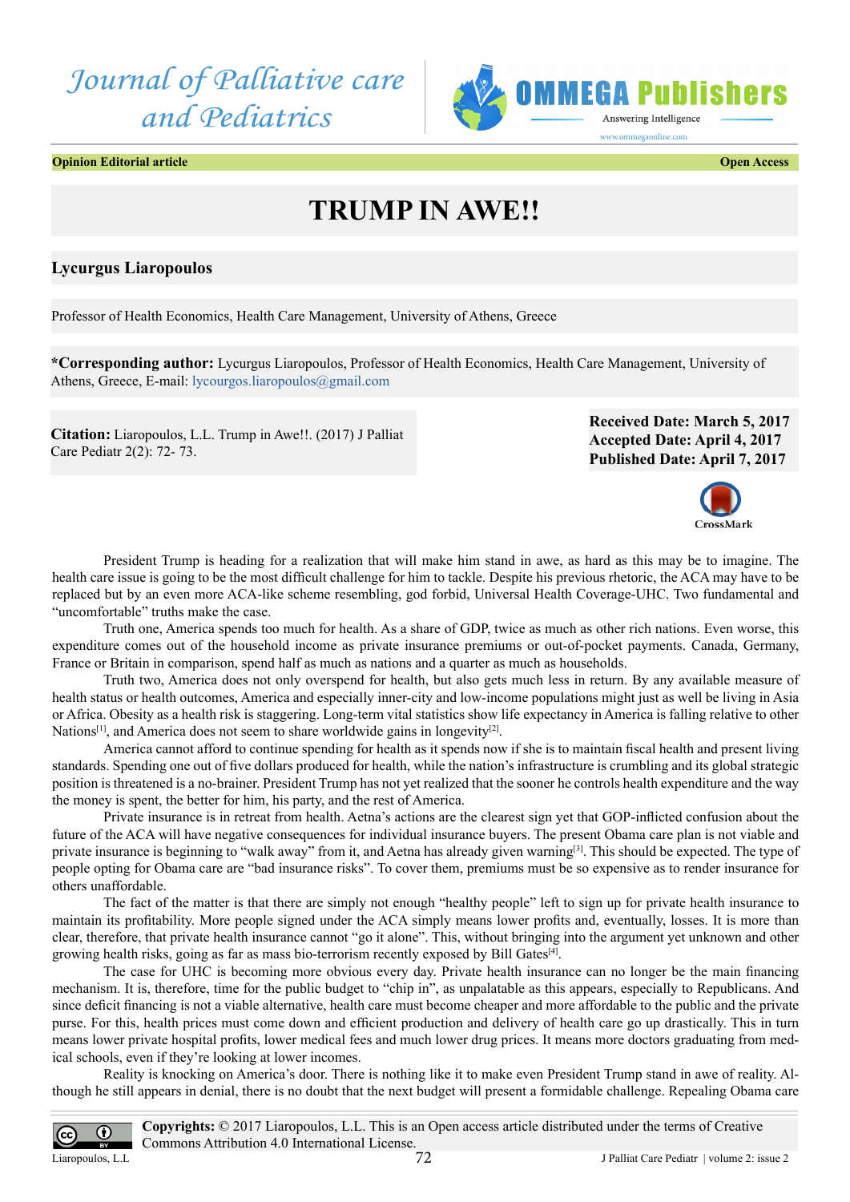Journal of Palliative care and Pediatrics

**Opinion Editorial article** **Open Access**

# TRUMP IN AWE!!

**Lycurgus Liaropoulos**

Professor of Health Economics, Health Care Management, University of Athens, Greece

***Corresponding author:** Lycurgus Liaropoulos, Professor of Health Economics, Health Care Management, University of Athens, Greece, E-mail: lycourgos.liaropoulos@gmail.com

**Citation:** Liaropoulos, L.L. Trump in Awe!!. (2017) J Palliat Care Pediatr 2(2): 72- 73.

**Received Date: March 5, 2017**
**Accepted Date: April 4, 2017**
**Published Date: April 7, 2017**

President Trump is heading for a realization that will make him stand in awe, as hard as this may be to imagine. The health care issue is going to be the most difficult challenge for him to tackle. Despite his previous rhetoric, the ACA may have to be replaced but by an even more ACA-like scheme resembling, god forbid, Universal Health Coverage-UHC. Two fundamental and "uncomfortable" truths make the case.

Truth one, America spends too much for health. As a share of GDP, twice as much as other rich nations. Even worse, this expenditure comes out of the household income as private insurance premiums or out-of-pocket payments. Canada, Germany, France or Britain in comparison, spend half as much as nations and a quarter as much as households.

Truth two, America does not only overspend for health, but also gets much less in return. By any available measure of health status or health outcomes, America and especially inner-city and low-income populations might just as well be living in Asia or Africa. Obesity as a health risk is staggering. Long-term vital statistics show life expectancy in America is falling relative to other Nations[1], and America does not seem to share worldwide gains in longevity[2].

America cannot afford to continue spending for health as it spends now if she is to maintain fiscal health and present living standards. Spending one out of five dollars produced for health, while the nation's infrastructure is crumbling and its global strategic position is threatened is a no-brainer. President Trump has not yet realized that the sooner he controls health expenditure and the way the money is spent, the better for him, his party, and the rest of America.

Private insurance is in retreat from health. Aetna's actions are the clearest sign yet that GOP-inflicted confusion about the future of the ACA will have negative consequences for individual insurance buyers. The present Obama care plan is not viable and private insurance is beginning to "walk away" from it, and Aetna has already given warning[3]. This should be expected. The type of people opting for Obama care are "bad insurance risks". To cover them, premiums must be so expensive as to render insurance for others unaffordable.

The fact of the matter is that there are simply not enough "healthy people" left to sign up for private health insurance to maintain its profitability. More people signed under the ACA simply means lower profits and, eventually, losses. It is more than clear, therefore, that private health insurance cannot "go it alone". This, without bringing into the argument yet unknown and other growing health risks, going as far as mass bio-terrorism recently exposed by Bill Gates[4].

The case for UHC is becoming more obvious every day. Private health insurance can no longer be the main financing mechanism. It is, therefore, time for the public budget to "chip in", as unpalatable as this appears, especially to Republicans. And since deficit financing is not a viable alternative, health care must become cheaper and more affordable to the public and the private purse. For this, health prices must come down and efficient production and delivery of health care go up drastically. This in turn means lower private hospital profits, lower medical fees and much lower drug prices. It means more doctors graduating from medical schools, even if they're looking at lower incomes.

Reality is knocking on America's door. There is nothing like it to make even President Trump stand in awe of reality. Although he still appears in denial, there is no doubt that the next budget will present a formidable challenge. Repealing Obama care

**Copyrights:** © 2017 Liaropoulos, L.L. This is an Open access article distributed under the terms of Creative Commons Attribution 4.0 International License.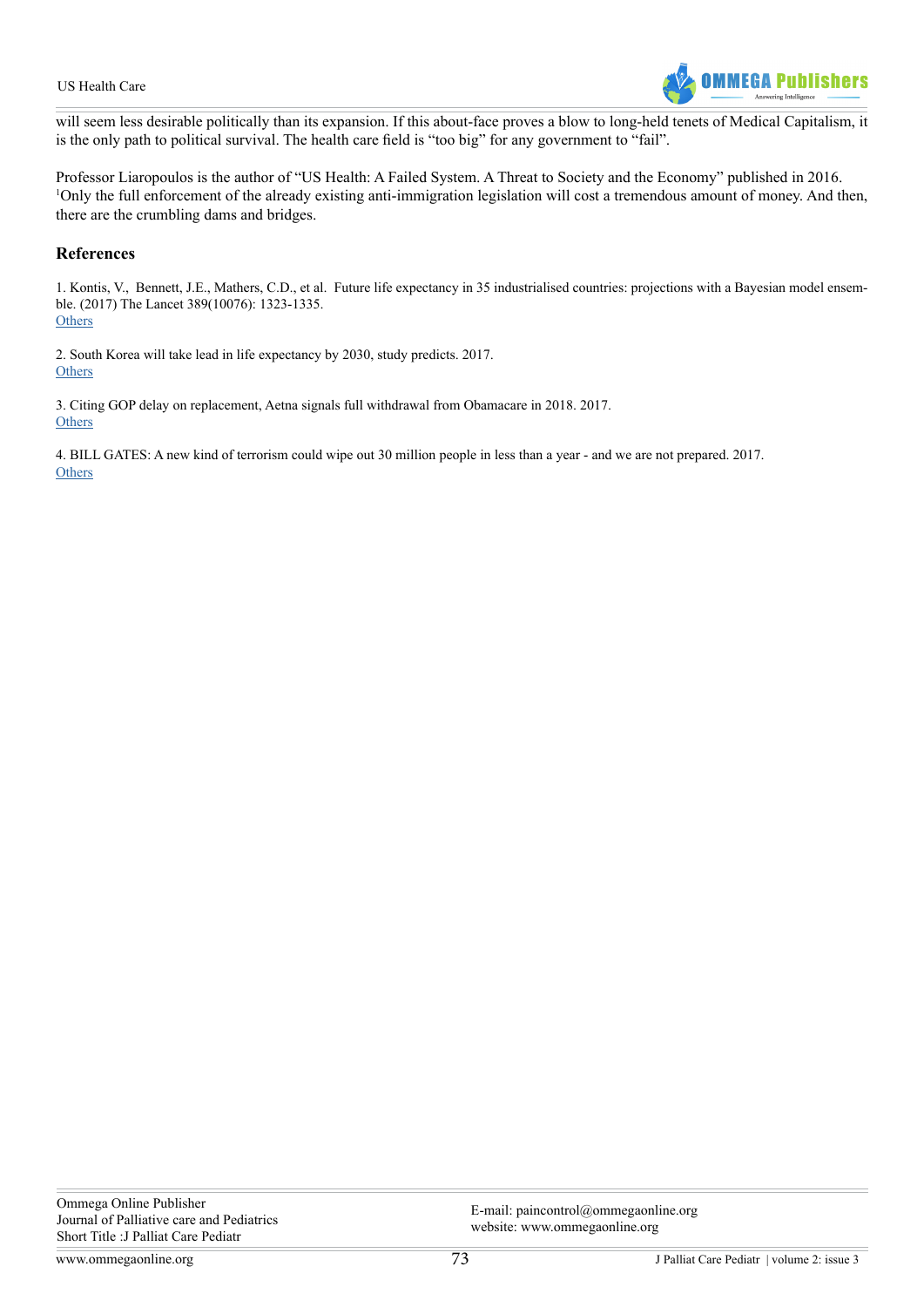will seem less desirable politically than its expansion. If this about-face proves a blow to long-held tenets of Medical Capitalism, it is the only path to political survival. The health care field is "too big" for any government to "fail".

Professor Liaropoulos is the author of "US Health: A Failed System. A Threat to Society and the Economy" published in 2016.
[1]Only the full enforcement of the already existing anti-immigration legislation will cost a tremendous amount of money. And then, there are the crumbling dams and bridges.

## References

1. Kontis, V., Bennett, J.E., Mathers, C.D., et al. Future life expectancy in 35 industrialised countries: projections with a Bayesian model ensemble. (2017) The Lancet 389(10076): 1323-1335.
Others

2. South Korea will take lead in life expectancy by 2030, study predicts. 2017.
Others

3. Citing GOP delay on replacement, Aetna signals full withdrawal from Obamacare in 2018. 2017.
Others

4. BILL GATES: A new kind of terrorism could wipe out 30 million people in less than a year - and we are not prepared. 2017.
Others